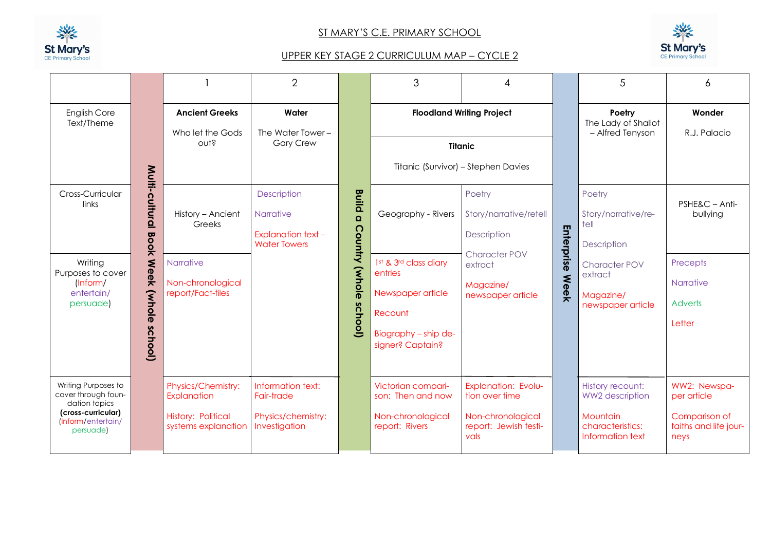# ST MARY'S C.E. PRIMARY SCHOOL

## UPPER KEY STAGE 2 CURRICULUM MAP – CYCLE 2

| | | 1 | 2 | | 3 | 4 | | 5 | 6 |
|---|---|---|---|---|---|---|---|---|---|
| English Core Text/Theme | Multi-cultural Book Week (whole school) | **Ancient Greeks**<br><br>Who let the Gods out? | **Water**<br><br>The Water Tower – Gary Crew | Build a Country (whole school) | **Floodland Writing Project**<br><br>**Titanic**<br><br>Titanic (Survivor) – Stephen Davies | | Enterprise Week | **Poetry**<br>The Lady of Shallot – Alfred Tenyson | **Wonder**<br><br>R.J. Palacio |
| Cross-Curricular links | | History – Ancient Greeks | Description<br><br>Narrative<br><br>Explanation text – Water Towers | | Geography - Rivers | Poetry<br><br>Story/narrative/retell<br><br>Description<br><br>Character POV extract<br><br>Magazine/ newspaper article | | Poetry<br><br>Story/narrative/re-tell<br><br>Description<br><br>Character POV extract<br><br>Magazine/ newspaper article | PSHE&C – Anti-bullying |
| Writing Purposes to cover (Inform/ entertain/ persuade) | | Narrative<br><br>Non-chronological report/Fact-files | | | 1st & 3rd class diary entries<br><br>Newspaper article<br><br>Recount<br><br>Biography – ship designer? Captain? | | | | Precepts<br><br>Narrative<br><br>Adverts<br><br>Letter |
| Writing Purposes to cover through foundation topics **(cross-curricular)** (Inform/entertain/ persuade) | | Physics/Chemistry: Explanation<br><br>History: Political systems explanation | Information text: Fair-trade<br><br>Physics/chemistry: Investigation | | Victorian comparison: Then and now<br><br>Non-chronological report: Rivers | Explanation: Evolution over time<br><br>Non-chronological report: Jewish festivals | | History recount: WW2 description<br><br>Mountain characteristics: Information text | WW2: Newspaper article<br><br>Comparison of faiths and life journeys |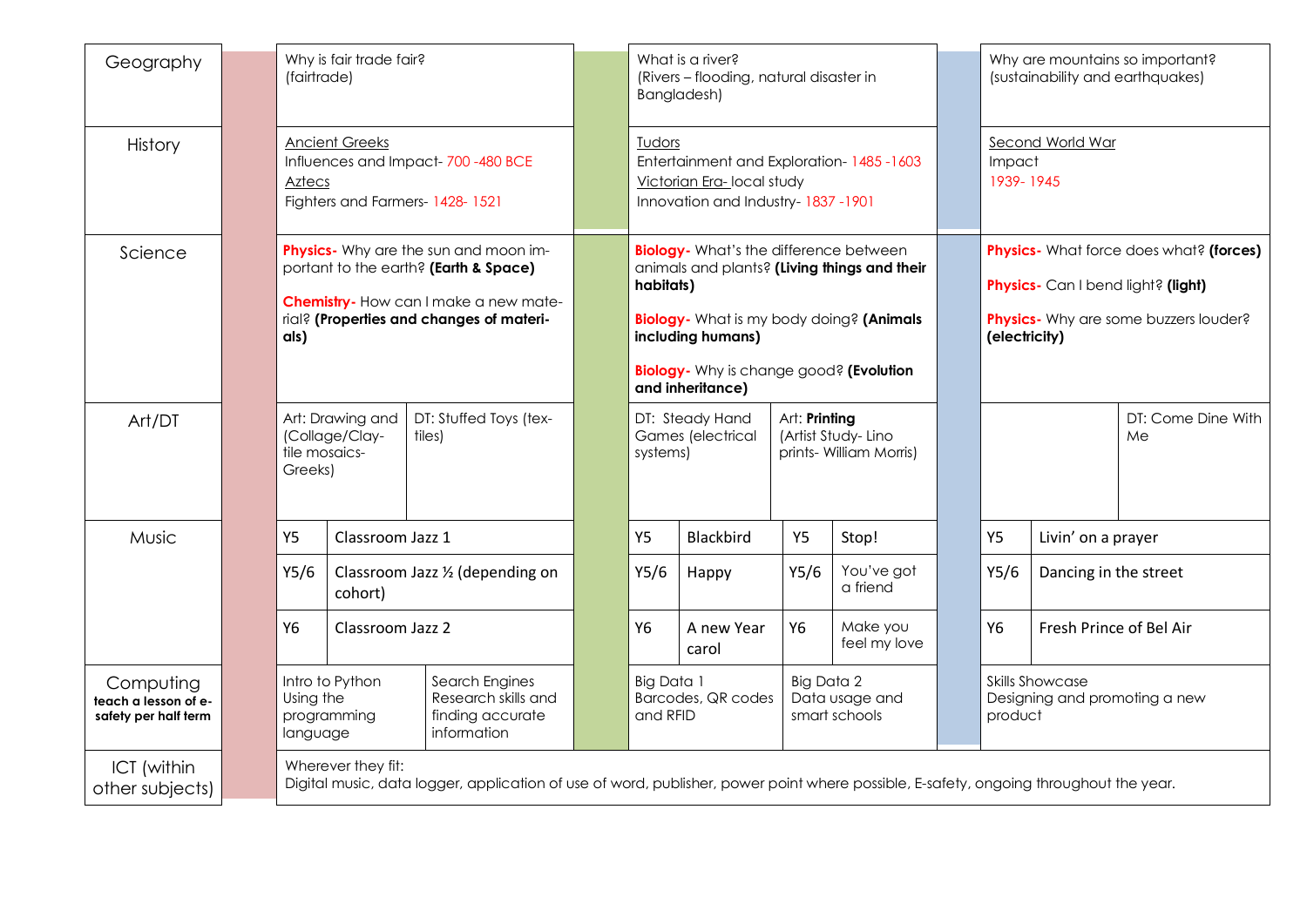| Subject | Term 1 (Autumn) | Term 2 (Spring) | Term 3 (Summer) |
|---|---|---|---|
| Geography | Why is fair trade fair? (fairtrade) | What is a river? (Rivers – flooding, natural disaster in Bangladesh) | Why are mountains so important? (sustainability and earthquakes) |
| History | Ancient Greeks<br>Influences and Impact- 700 -480 BCE<br>Aztecs<br>Fighters and Farmers- 1428- 1521 | Tudors<br>Entertainment and Exploration- 1485 -1603<br>Victorian Era- local study<br>Innovation and Industry- 1837 -1901 | Second World War<br>Impact<br>1939- 1945 |
| Science | **Physics-** Why are the sun and moon important to the earth? **(Earth & Space)**<br>**Chemistry-** How can I make a new material? **(Properties and changes of materials)** | **Biology-** What's the difference between animals and plants? **(Living things and their habitats)**<br>**Biology-** What is my body doing? **(Animals including humans)**<br>**Biology-** Why is change good? **(Evolution and inheritance)** | **Physics-** What force does what? **(forces)**<br>**Physics-** Can I bend light? **(light)**<br>**Physics-** Why are some buzzers louder? **(electricity)** |
| Art/DT | Art: Drawing and (Collage/Clay-tile mosaics- Greeks)<br>DT: Stuffed Toys (textiles) | DT: Steady Hand Games (electrical systems)<br>Art: **Printing** (Artist Study- Lino prints- William Morris) | DT: Come Dine With Me |
| Music | Y5: Classroom Jazz 1<br>Y5/6: Classroom Jazz ½ (depending on cohort)<br>Y6: Classroom Jazz 2 | Y5: Blackbird; Stop!<br>Y5/6: Happy; You've got a friend<br>Y6: A new Year carol; Make you feel my love | Y5: Livin' on a prayer<br>Y5/6: Dancing in the street<br>Y6: Fresh Prince of Bel Air |
| Computing **teach a lesson of e-safety per half term** | Intro to Python Using the programming language<br>Search Engines Research skills and finding accurate information | Big Data 1 Barcodes, QR codes and RFID<br>Big Data 2 Data usage and smart schools | Skills Showcase Designing and promoting a new product |
| ICT (within other subjects) | Wherever they fit:<br>Digital music, data logger, application of use of word, publisher, power point where possible, E-safety, ongoing throughout the year. | | |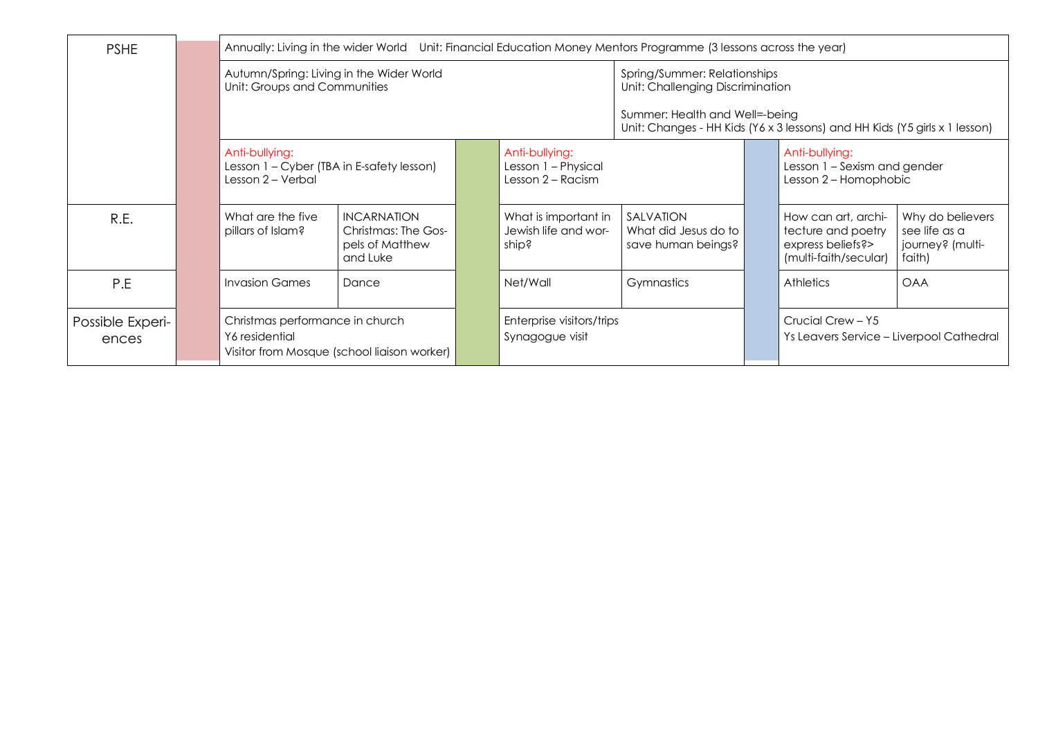| | | | | | | | | | |
|---|---|---|---|---|---|---|---|---|---|
| PSHE | | Annually: Living in the wider World Unit: Financial Education Money Mentors Programme (3 lessons across the year) | | | | | | | |
| | | Autumn/Spring: Living in the Wider World<br>Unit: Groups and Communities | | | | Spring/Summer: Relationships<br>Unit: Challenging Discrimination<br><br>Summer: Health and Well=-being<br>Unit: Changes - HH Kids (Y6 x 3 lessons) and HH Kids (Y5 girls x 1 lesson) | | | |
| | | Anti-bullying:<br>Lesson 1 – Cyber (TBA in E-safety lesson)<br>Lesson 2 – Verbal | | | Anti-bullying:<br>Lesson 1 – Physical<br>Lesson 2 – Racism | | | Anti-bullying:<br>Lesson 1 – Sexism and gender<br>Lesson 2 – Homophobic | |
| R.E. | | What are the five pillars of Islam? | INCARNATION<br>Christmas: The Gospels of Matthew and Luke | | What is important in Jewish life and worship? | SALVATION<br>What did Jesus do to save human beings? | | How can art, architecture and poetry express beliefs?> (multi-faith/secular) | Why do believers see life as a journey? (multi-faith) |
| P.E | | Invasion Games | Dance | | Net/Wall | Gymnastics | | Athletics | OAA |
| Possible Experiences | | Christmas performance in church<br>Y6 residential<br>Visitor from Mosque (school liaison worker) | | | Enterprise visitors/trips<br>Synagogue visit | | | Crucial Crew – Y5<br>Ys Leavers Service – Liverpool Cathedral | |